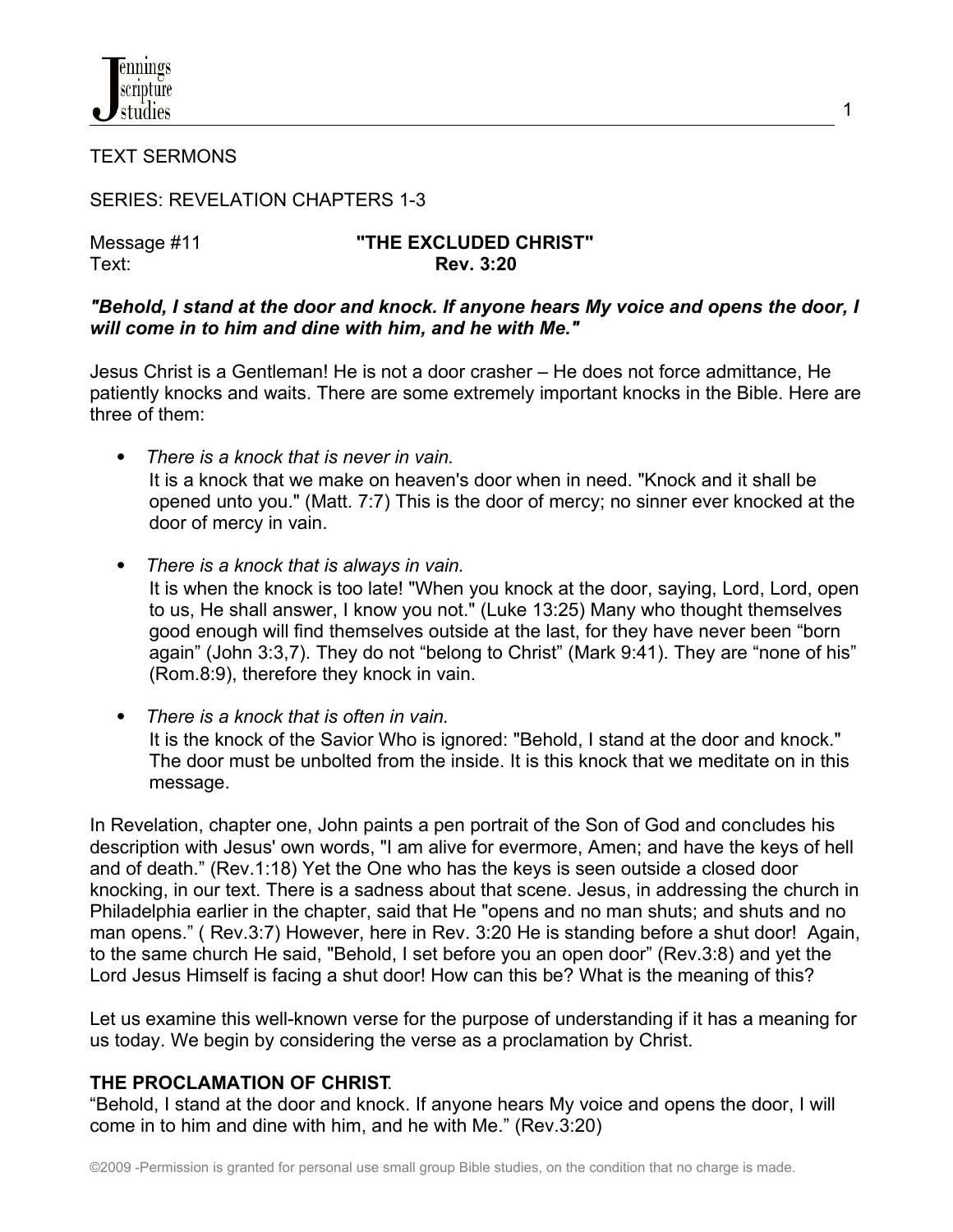TEXT SERMONS

SERIES: REVELATION CHAPTERS 1-3

Message #11 **"THE EXCLUDED CHRIST"**
Text: **Rev. 3:20**

***"Behold, I stand at the door and knock. If anyone hears My voice and opens the door, I will come in to him and dine with him, and he with Me."***

Jesus Christ is a Gentleman! He is not a door crasher – He does not force admittance, He patiently knocks and waits. There are some extremely important knocks in the Bible. Here are three of them:

- *There is a knock that is never in vain.*
  It is a knock that we make on heaven's door when in need. "Knock and it shall be opened unto you." (Matt. 7:7) This is the door of mercy; no sinner ever knocked at the door of mercy in vain.

- *There is a knock that is always in vain.*
  It is when the knock is too late! "When you knock at the door, saying, Lord, Lord, open to us, He shall answer, I know you not." (Luke 13:25) Many who thought themselves good enough will find themselves outside at the last, for they have never been "born again" (John 3:3,7). They do not "belong to Christ" (Mark 9:41). They are "none of his" (Rom.8:9), therefore they knock in vain.

- *There is a knock that is often in vain.*
  It is the knock of the Savior Who is ignored: "Behold, I stand at the door and knock." The door must be unbolted from the inside. It is this knock that we meditate on in this message.

In Revelation, chapter one, John paints a pen portrait of the Son of God and concludes his description with Jesus' own words, "I am alive for evermore, Amen; and have the keys of hell and of death." (Rev.1:18) Yet the One who has the keys is seen outside a closed door knocking, in our text. There is a sadness about that scene. Jesus, in addressing the church in Philadelphia earlier in the chapter, said that He "opens and no man shuts; and shuts and no man opens." ( Rev.3:7) However, here in Rev. 3:20 He is standing before a shut door! Again, to the same church He said, "Behold, I set before you an open door" (Rev.3:8) and yet the Lord Jesus Himself is facing a shut door! How can this be? What is the meaning of this?

Let us examine this well-known verse for the purpose of understanding if it has a meaning for us today. We begin by considering the verse as a proclamation by Christ.

**THE PROCLAMATION OF CHRIST**.

"Behold, I stand at the door and knock. If anyone hears My voice and opens the door, I will come in to him and dine with him, and he with Me." (Rev.3:20)

©2009 -Permission is granted for personal use small group Bible studies, on the condition that no charge is made.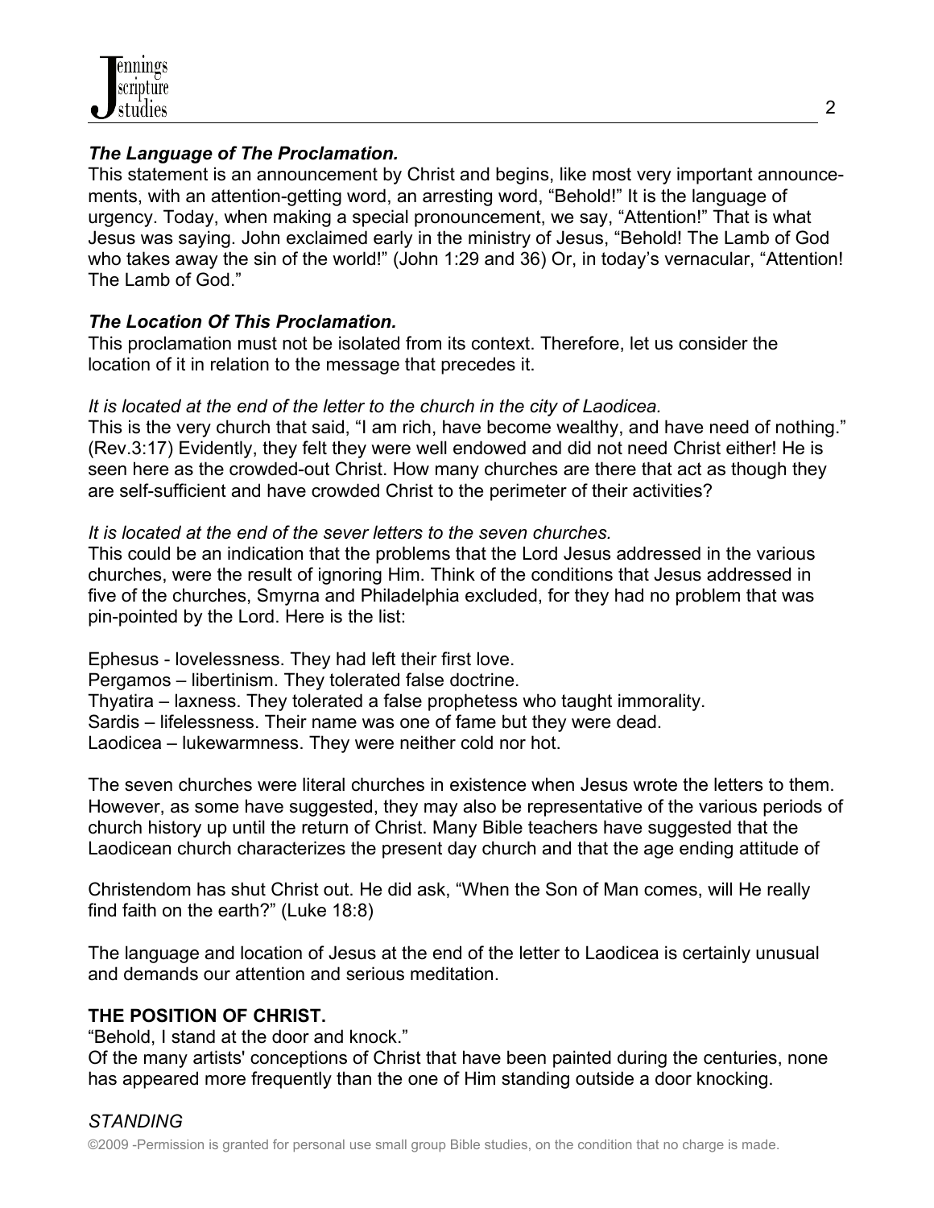***The Language of The Proclamation.***
This statement is an announcement by Christ and begins, like most very important announcements, with an attention-getting word, an arresting word, "Behold!" It is the language of urgency. Today, when making a special pronouncement, we say, "Attention!" That is what Jesus was saying. John exclaimed early in the ministry of Jesus, "Behold! The Lamb of God who takes away the sin of the world!" (John 1:29 and 36) Or, in today's vernacular, "Attention! The Lamb of God."

***The Location Of This Proclamation.***
This proclamation must not be isolated from its context. Therefore, let us consider the location of it in relation to the message that precedes it.

*It is located at the end of the letter to the church in the city of Laodicea.*
This is the very church that said, "I am rich, have become wealthy, and have need of nothing." (Rev.3:17) Evidently, they felt they were well endowed and did not need Christ either! He is seen here as the crowded-out Christ. How many churches are there that act as though they are self-sufficient and have crowded Christ to the perimeter of their activities?

*It is located at the end of the sever letters to the seven churches.*
This could be an indication that the problems that the Lord Jesus addressed in the various churches, were the result of ignoring Him. Think of the conditions that Jesus addressed in five of the churches, Smyrna and Philadelphia excluded, for they had no problem that was pin-pointed by the Lord. Here is the list:

Ephesus - lovelessness. They had left their first love.
Pergamos – libertinism. They tolerated false doctrine.
Thyatira – laxness. They tolerated a false prophetess who taught immorality.
Sardis – lifelessness. Their name was one of fame but they were dead.
Laodicea – lukewarmness. They were neither cold nor hot.

The seven churches were literal churches in existence when Jesus wrote the letters to them. However, as some have suggested, they may also be representative of the various periods of church history up until the return of Christ. Many Bible teachers have suggested that the Laodicean church characterizes the present day church and that the age ending attitude of Christendom has shut Christ out. He did ask, "When the Son of Man comes, will He really find faith on the earth?" (Luke 18:8)

The language and location of Jesus at the end of the letter to Laodicea is certainly unusual and demands our attention and serious meditation.

**THE POSITION OF CHRIST.**
"Behold, I stand at the door and knock."
Of the many artists' conceptions of Christ that have been painted during the centuries, none has appeared more frequently than the one of Him standing outside a door knocking.

*STANDING*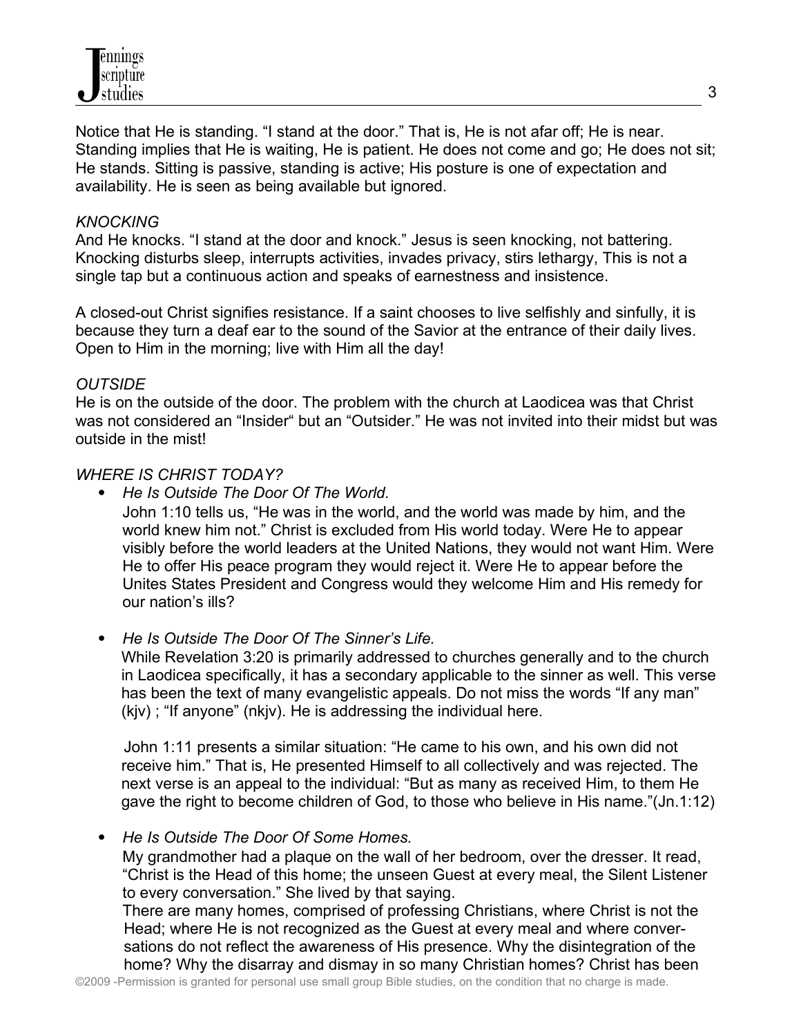Notice that He is standing. “I stand at the door.” That is, He is not afar off; He is near. Standing implies that He is waiting, He is patient. He does not come and go; He does not sit; He stands. Sitting is passive, standing is active; His posture is one of expectation and availability. He is seen as being available but ignored.

*KNOCKING*

And He knocks. “I stand at the door and knock.” Jesus is seen knocking, not battering. Knocking disturbs sleep, interrupts activities, invades privacy, stirs lethargy, This is not a single tap but a continuous action and speaks of earnestness and insistence.

A closed-out Christ signifies resistance. If a saint chooses to live selfishly and sinfully, it is because they turn a deaf ear to the sound of the Savior at the entrance of their daily lives. Open to Him in the morning; live with Him all the day!

*OUTSIDE*

He is on the outside of the door. The problem with the church at Laodicea was that Christ was not considered an “Insider“ but an “Outsider.” He was not invited into their midst but was outside in the mist!

*WHERE IS CHRIST TODAY?*

- *He Is Outside The Door Of The World.*
  John 1:10 tells us, “He was in the world, and the world was made by him, and the world knew him not.” Christ is excluded from His world today. Were He to appear visibly before the world leaders at the United Nations, they would not want Him. Were He to offer His peace program they would reject it. Were He to appear before the Unites States President and Congress would they welcome Him and His remedy for our nation’s ills?

- *He Is Outside The Door Of The Sinner’s Life.*
  While Revelation 3:20 is primarily addressed to churches generally and to the church in Laodicea specifically, it has a secondary applicable to the sinner as well. This verse has been the text of many evangelistic appeals. Do not miss the words “If any man” (kjv) ; “If anyone” (nkjv). He is addressing the individual here.

  John 1:11 presents a similar situation: “He came to his own, and his own did not receive him.” That is, He presented Himself to all collectively and was rejected. The next verse is an appeal to the individual: “But as many as received Him, to them He gave the right to become children of God, to those who believe in His name.”(Jn.1:12)

- *He Is Outside The Door Of Some Homes.*
  My grandmother had a plaque on the wall of her bedroom, over the dresser. It read, “Christ is the Head of this home; the unseen Guest at every meal, the Silent Listener to every conversation.” She lived by that saying.
  There are many homes, comprised of professing Christians, where Christ is not the Head; where He is not recognized as the Guest at every meal and where conversations do not reflect the awareness of His presence. Why the disintegration of the home? Why the disarray and dismay in so many Christian homes? Christ has been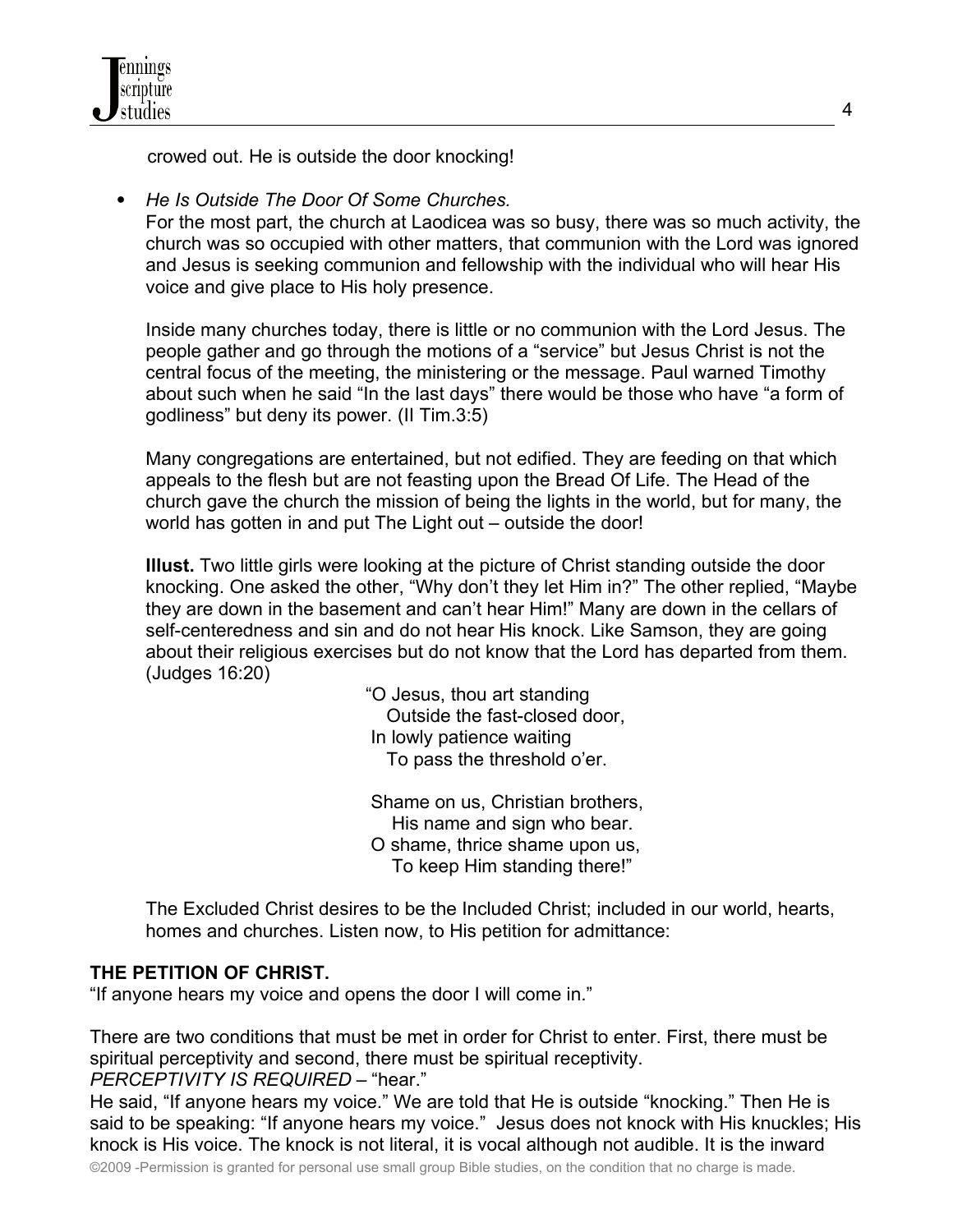crowed out. He is outside the door knocking!

- *He Is Outside The Door Of Some Churches.*
  For the most part, the church at Laodicea was so busy, there was so much activity, the church was so occupied with other matters, that communion with the Lord was ignored and Jesus is seeking communion and fellowship with the individual who will hear His voice and give place to His holy presence.

  Inside many churches today, there is little or no communion with the Lord Jesus. The people gather and go through the motions of a "service" but Jesus Christ is not the central focus of the meeting, the ministering or the message. Paul warned Timothy about such when he said "In the last days" there would be those who have "a form of godliness" but deny its power. (II Tim.3:5)

  Many congregations are entertained, but not edified. They are feeding on that which appeals to the flesh but are not feasting upon the Bread Of Life. The Head of the church gave the church the mission of being the lights in the world, but for many, the world has gotten in and put The Light out – outside the door!

  **Illust.** Two little girls were looking at the picture of Christ standing outside the door knocking. One asked the other, "Why don't they let Him in?" The other replied, "Maybe they are down in the basement and can't hear Him!" Many are down in the cellars of self-centeredness and sin and do not hear His knock. Like Samson, they are going about their religious exercises but do not know that the Lord has departed from them. (Judges 16:20)

  "O Jesus, thou art standing
  Outside the fast-closed door,
  In lowly patience waiting
  To pass the threshold o'er.

  Shame on us, Christian brothers,
  His name and sign who bear.
  O shame, thrice shame upon us,
  To keep Him standing there!"

  The Excluded Christ desires to be the Included Christ; included in our world, hearts, homes and churches. Listen now, to His petition for admittance:

**THE PETITION OF CHRIST.**
"If anyone hears my voice and opens the door I will come in."

There are two conditions that must be met in order for Christ to enter. First, there must be spiritual perceptivity and second, there must be spiritual receptivity.
*PERCEPTIVITY IS REQUIRED* – "hear."
He said, "If anyone hears my voice." We are told that He is outside "knocking." Then He is said to be speaking: "If anyone hears my voice." Jesus does not knock with His knuckles; His knock is His voice. The knock is not literal, it is vocal although not audible. It is the inward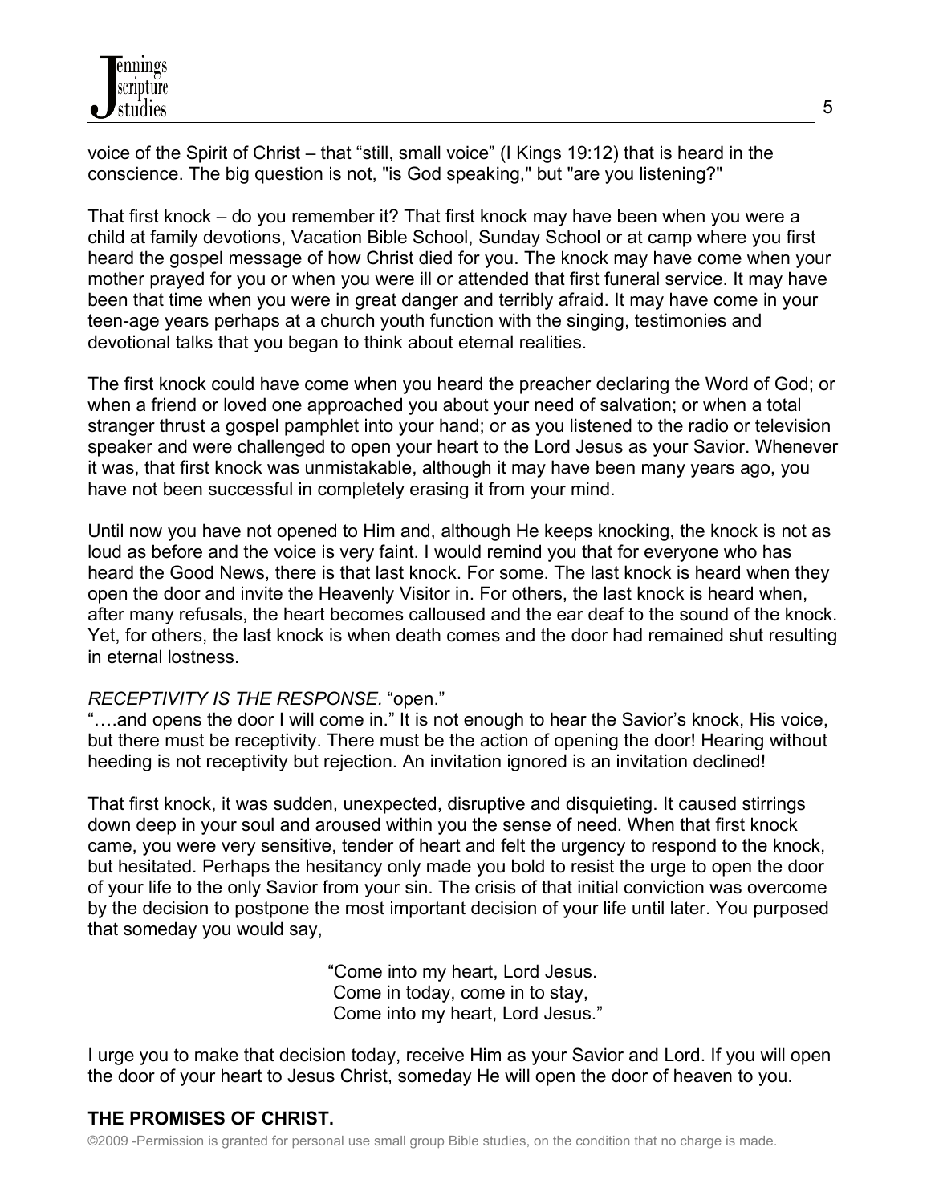voice of the Spirit of Christ – that "still, small voice" (I Kings 19:12) that is heard in the conscience. The big question is not, "is God speaking," but "are you listening?"

That first knock – do you remember it? That first knock may have been when you were a child at family devotions, Vacation Bible School, Sunday School or at camp where you first heard the gospel message of how Christ died for you. The knock may have come when your mother prayed for you or when you were ill or attended that first funeral service. It may have been that time when you were in great danger and terribly afraid. It may have come in your teen-age years perhaps at a church youth function with the singing, testimonies and devotional talks that you began to think about eternal realities.

The first knock could have come when you heard the preacher declaring the Word of God; or when a friend or loved one approached you about your need of salvation; or when a total stranger thrust a gospel pamphlet into your hand; or as you listened to the radio or television speaker and were challenged to open your heart to the Lord Jesus as your Savior. Whenever it was, that first knock was unmistakable, although it may have been many years ago, you have not been successful in completely erasing it from your mind.

Until now you have not opened to Him and, although He keeps knocking, the knock is not as loud as before and the voice is very faint. I would remind you that for everyone who has heard the Good News, there is that last knock. For some. The last knock is heard when they open the door and invite the Heavenly Visitor in. For others, the last knock is heard when, after many refusals, the heart becomes calloused and the ear deaf to the sound of the knock. Yet, for others, the last knock is when death comes and the door had remained shut resulting in eternal lostness.

*RECEPTIVITY IS THE RESPONSE.* "open."
"….and opens the door I will come in." It is not enough to hear the Savior's knock, His voice, but there must be receptivity. There must be the action of opening the door! Hearing without heeding is not receptivity but rejection. An invitation ignored is an invitation declined!

That first knock, it was sudden, unexpected, disruptive and disquieting. It caused stirrings down deep in your soul and aroused within you the sense of need. When that first knock came, you were very sensitive, tender of heart and felt the urgency to respond to the knock, but hesitated. Perhaps the hesitancy only made you bold to resist the urge to open the door of your life to the only Savior from your sin. The crisis of that initial conviction was overcome by the decision to postpone the most important decision of your life until later. You purposed that someday you would say,

> "Come into my heart, Lord Jesus.
> Come in today, come in to stay,
> Come into my heart, Lord Jesus."

I urge you to make that decision today, receive Him as your Savior and Lord. If you will open the door of your heart to Jesus Christ, someday He will open the door of heaven to you.

## THE PROMISES OF CHRIST.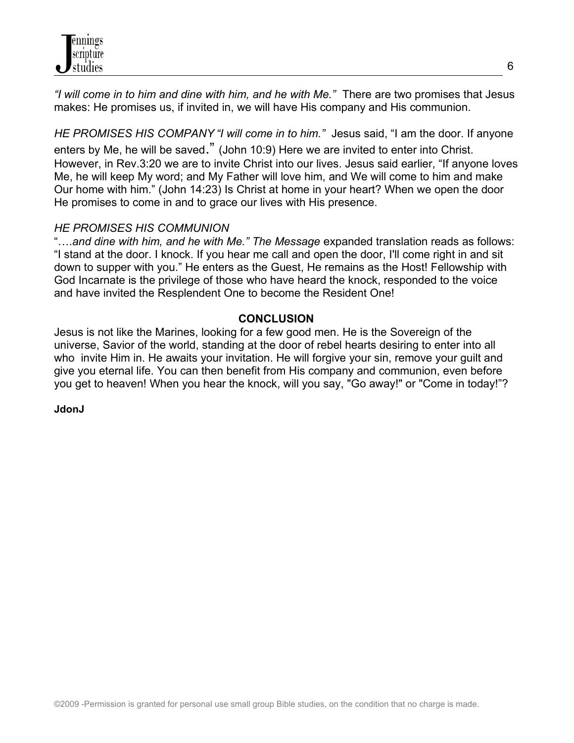*"I will come in to him and dine with him, and he with Me."* There are two promises that Jesus makes: He promises us, if invited in, we will have His company and His communion.

*HE PROMISES HIS COMPANY "I will come in to him."* Jesus said, "I am the door. If anyone enters by Me, he will be saved." (John 10:9) Here we are invited to enter into Christ. However, in Rev.3:20 we are to invite Christ into our lives. Jesus said earlier, "If anyone loves Me, he will keep My word; and My Father will love him, and We will come to him and make Our home with him." (John 14:23) Is Christ at home in your heart? When we open the door He promises to come in and to grace our lives with His presence.

*HE PROMISES HIS COMMUNION*

"….*and dine with him, and he with Me." The Message* expanded translation reads as follows: "I stand at the door. I knock. If you hear me call and open the door, I'll come right in and sit down to supper with you." He enters as the Guest, He remains as the Host! Fellowship with God Incarnate is the privilege of those who have heard the knock, responded to the voice and have invited the Resplendent One to become the Resident One!

## CONCLUSION

Jesus is not like the Marines, looking for a few good men. He is the Sovereign of the universe, Savior of the world, standing at the door of rebel hearts desiring to enter into all who invite Him in. He awaits your invitation. He will forgive your sin, remove your guilt and give you eternal life. You can then benefit from His company and communion, even before you get to heaven! When you hear the knock, will you say, "Go away!" or "Come in today!"?

**JdonJ**

©2009 -Permission is granted for personal use small group Bible studies, on the condition that no charge is made.